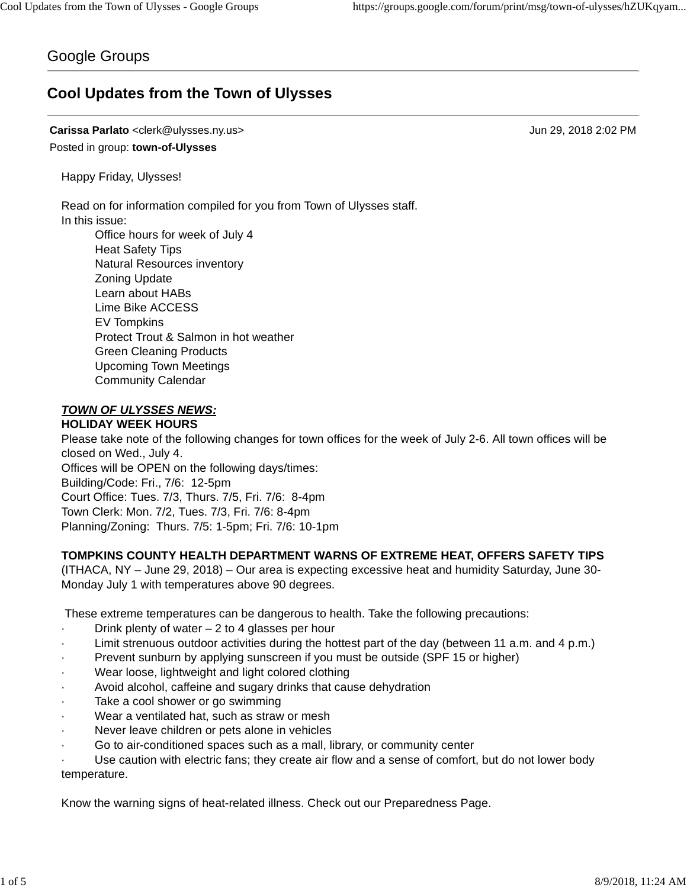Google Groups

# Cool Updates from the Town of Ulysses

**Carissa Parlato** <clerk@ulysses.ny.us> Jun 29, 2018 2:02 PM

Posted in group: **town-of-Ulysses**

Happy Friday, Ulysses!

Read on for information compiled for you from Town of Ulysses staff.
In this issue:

- Office hours for week of July 4
- Heat Safety Tips
- Natural Resources inventory
- Zoning Update
- Learn about HABs
- Lime Bike ACCESS
- EV Tompkins
- Protect Trout & Salmon in hot weather
- Green Cleaning Products
- Upcoming Town Meetings
- Community Calendar

***TOWN OF ULYSSES NEWS:***

**HOLIDAY WEEK HOURS**

Please take note of the following changes for town offices for the week of July 2-6. All town offices will be closed on Wed., July 4.
Offices will be OPEN on the following days/times:
Building/Code: Fri., 7/6: 12-5pm
Court Office: Tues. 7/3, Thurs. 7/5, Fri. 7/6: 8-4pm
Town Clerk: Mon. 7/2, Tues. 7/3, Fri. 7/6: 8-4pm
Planning/Zoning: Thurs. 7/5: 1-5pm; Fri. 7/6: 10-1pm

**TOMPKINS COUNTY HEALTH DEPARTMENT WARNS OF EXTREME HEAT, OFFERS SAFETY TIPS**

(ITHACA, NY – June 29, 2018) – Our area is expecting excessive heat and humidity Saturday, June 30-Monday July 1 with temperatures above 90 degrees.

These extreme temperatures can be dangerous to health. Take the following precautions:

- Drink plenty of water – 2 to 4 glasses per hour
- Limit strenuous outdoor activities during the hottest part of the day (between 11 a.m. and 4 p.m.)
- Prevent sunburn by applying sunscreen if you must be outside (SPF 15 or higher)
- Wear loose, lightweight and light colored clothing
- Avoid alcohol, caffeine and sugary drinks that cause dehydration
- Take a cool shower or go swimming
- Wear a ventilated hat, such as straw or mesh
- Never leave children or pets alone in vehicles
- Go to air-conditioned spaces such as a mall, library, or community center
- Use caution with electric fans; they create air flow and a sense of comfort, but do not lower body temperature.

Know the warning signs of heat-related illness. Check out our Preparedness Page.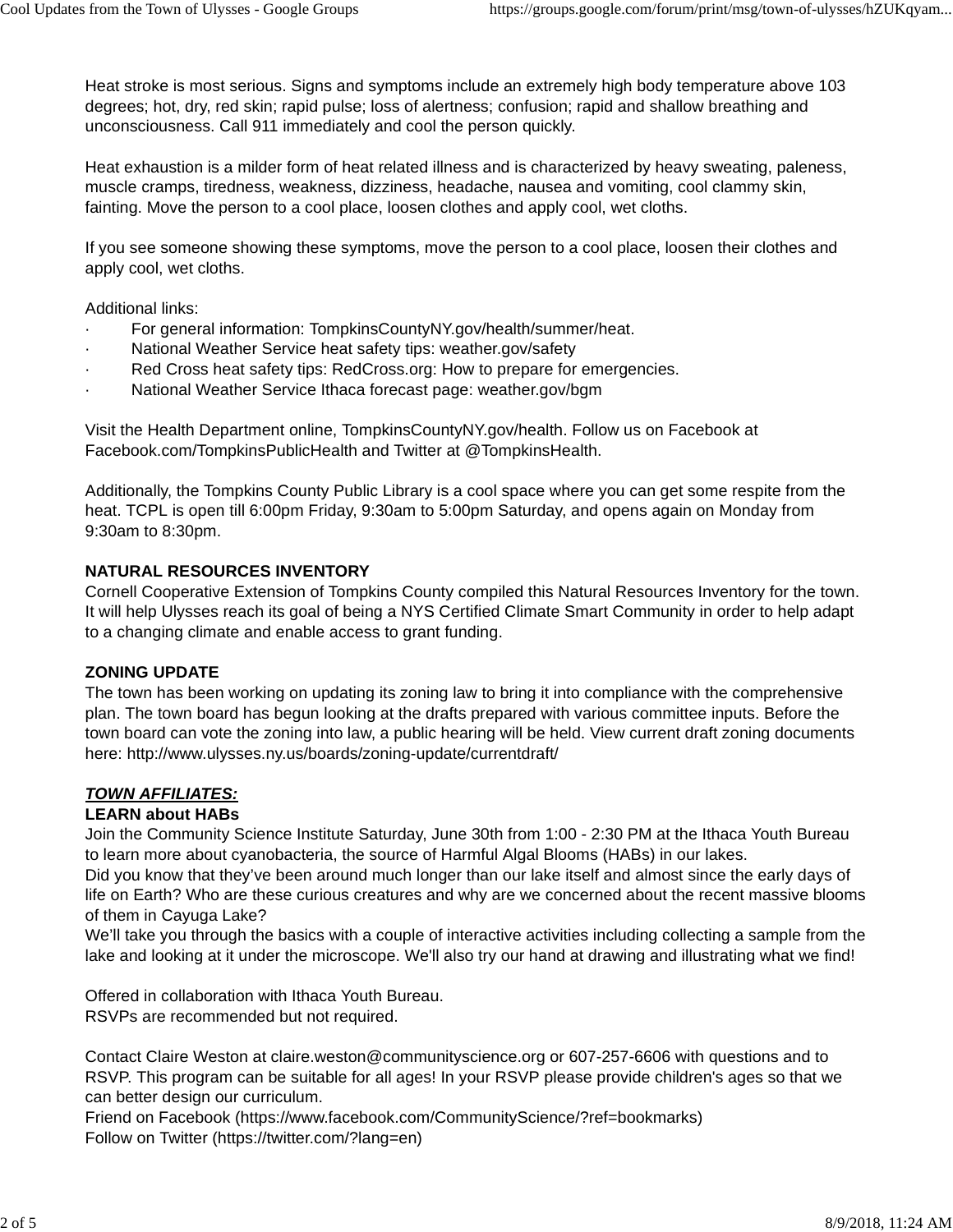Heat stroke is most serious. Signs and symptoms include an extremely high body temperature above 103 degrees; hot, dry, red skin; rapid pulse; loss of alertness; confusion; rapid and shallow breathing and unconsciousness. Call 911 immediately and cool the person quickly.

Heat exhaustion is a milder form of heat related illness and is characterized by heavy sweating, paleness, muscle cramps, tiredness, weakness, dizziness, headache, nausea and vomiting, cool clammy skin, fainting. Move the person to a cool place, loosen clothes and apply cool, wet cloths.

If you see someone showing these symptoms, move the person to a cool place, loosen their clothes and apply cool, wet cloths.

Additional links:

- For general information: TompkinsCountyNY.gov/health/summer/heat.
- National Weather Service heat safety tips: weather.gov/safety
- Red Cross heat safety tips: RedCross.org: How to prepare for emergencies.
- National Weather Service Ithaca forecast page: weather.gov/bgm

Visit the Health Department online, TompkinsCountyNY.gov/health. Follow us on Facebook at Facebook.com/TompkinsPublicHealth and Twitter at @TompkinsHealth.

Additionally, the Tompkins County Public Library is a cool space where you can get some respite from the heat. TCPL is open till 6:00pm Friday, 9:30am to 5:00pm Saturday, and opens again on Monday from 9:30am to 8:30pm.

**NATURAL RESOURCES INVENTORY**

Cornell Cooperative Extension of Tompkins County compiled this Natural Resources Inventory for the town. It will help Ulysses reach its goal of being a NYS Certified Climate Smart Community in order to help adapt to a changing climate and enable access to grant funding.

**ZONING UPDATE**

The town has been working on updating its zoning law to bring it into compliance with the comprehensive plan. The town board has begun looking at the drafts prepared with various committee inputs. Before the town board can vote the zoning into law, a public hearing will be held. View current draft zoning documents here: http://www.ulysses.ny.us/boards/zoning-update/currentdraft/

***TOWN AFFILIATES:***

**LEARN about HABs**

Join the Community Science Institute Saturday, June 30th from 1:00 - 2:30 PM at the Ithaca Youth Bureau to learn more about cyanobacteria, the source of Harmful Algal Blooms (HABs) in our lakes.

Did you know that they've been around much longer than our lake itself and almost since the early days of life on Earth? Who are these curious creatures and why are we concerned about the recent massive blooms of them in Cayuga Lake?

We'll take you through the basics with a couple of interactive activities including collecting a sample from the lake and looking at it under the microscope. We'll also try our hand at drawing and illustrating what we find!

Offered in collaboration with Ithaca Youth Bureau.

RSVPs are recommended but not required.

Contact Claire Weston at claire.weston@communityscience.org or 607-257-6606 with questions and to RSVP. This program can be suitable for all ages! In your RSVP please provide children's ages so that we can better design our curriculum.

Friend on Facebook (https://www.facebook.com/CommunityScience/?ref=bookmarks)

Follow on Twitter (https://twitter.com/?lang=en)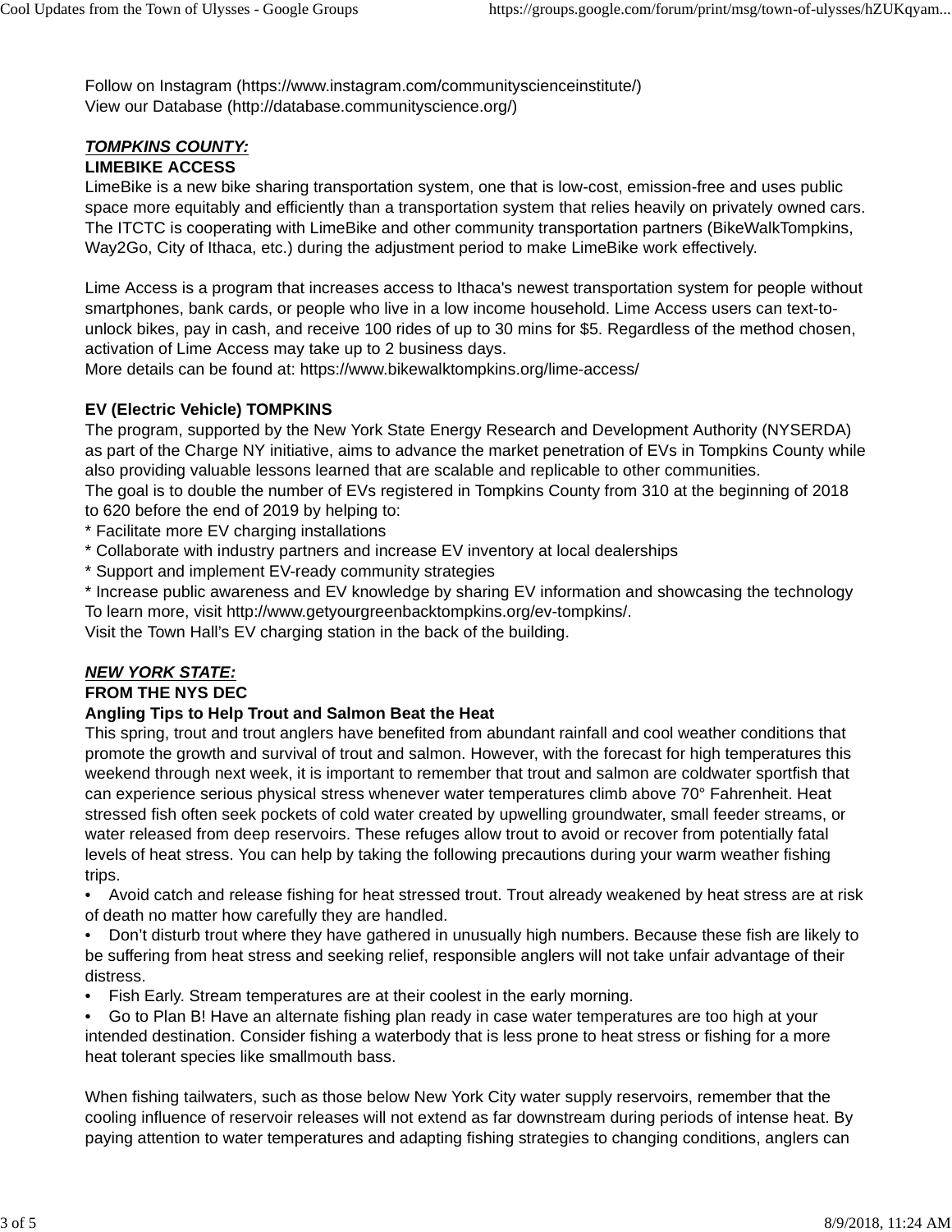Follow on Instagram (https://www.instagram.com/communityscienceinstitute/)
View our Database (http://database.communityscience.org/)

***TOMPKINS COUNTY:***

**LIMEBIKE ACCESS**

LimeBike is a new bike sharing transportation system, one that is low-cost, emission-free and uses public space more equitably and efficiently than a transportation system that relies heavily on privately owned cars. The ITCTC is cooperating with LimeBike and other community transportation partners (BikeWalkTompkins, Way2Go, City of Ithaca, etc.) during the adjustment period to make LimeBike work effectively.

Lime Access is a program that increases access to Ithaca's newest transportation system for people without smartphones, bank cards, or people who live in a low income household. Lime Access users can text-to-unlock bikes, pay in cash, and receive 100 rides of up to 30 mins for $5. Regardless of the method chosen, activation of Lime Access may take up to 2 business days.
More details can be found at: https://www.bikewalktompkins.org/lime-access/

**EV (Electric Vehicle) TOMPKINS**

The program, supported by the New York State Energy Research and Development Authority (NYSERDA) as part of the Charge NY initiative, aims to advance the market penetration of EVs in Tompkins County while also providing valuable lessons learned that are scalable and replicable to other communities.
The goal is to double the number of EVs registered in Tompkins County from 310 at the beginning of 2018 to 620 before the end of 2019 by helping to:

* Facilitate more EV charging installations
* Collaborate with industry partners and increase EV inventory at local dealerships
* Support and implement EV-ready community strategies
* Increase public awareness and EV knowledge by sharing EV information and showcasing the technology

To learn more, visit http://www.getyourgreenbacktompkins.org/ev-tompkins/.
Visit the Town Hall's EV charging station in the back of the building.

***NEW YORK STATE:***

**FROM THE NYS DEC**

**Angling Tips to Help Trout and Salmon Beat the Heat**

This spring, trout and trout anglers have benefited from abundant rainfall and cool weather conditions that promote the growth and survival of trout and salmon. However, with the forecast for high temperatures this weekend through next week, it is important to remember that trout and salmon are coldwater sportfish that can experience serious physical stress whenever water temperatures climb above 70° Fahrenheit. Heat stressed fish often seek pockets of cold water created by upwelling groundwater, small feeder streams, or water released from deep reservoirs. These refuges allow trout to avoid or recover from potentially fatal levels of heat stress. You can help by taking the following precautions during your warm weather fishing trips.

- Avoid catch and release fishing for heat stressed trout. Trout already weakened by heat stress are at risk of death no matter how carefully they are handled.
- Don't disturb trout where they have gathered in unusually high numbers. Because these fish are likely to be suffering from heat stress and seeking relief, responsible anglers will not take unfair advantage of their distress.
- Fish Early. Stream temperatures are at their coolest in the early morning.
- Go to Plan B! Have an alternate fishing plan ready in case water temperatures are too high at your intended destination. Consider fishing a waterbody that is less prone to heat stress or fishing for a more heat tolerant species like smallmouth bass.

When fishing tailwaters, such as those below New York City water supply reservoirs, remember that the cooling influence of reservoir releases will not extend as far downstream during periods of intense heat. By paying attention to water temperatures and adapting fishing strategies to changing conditions, anglers can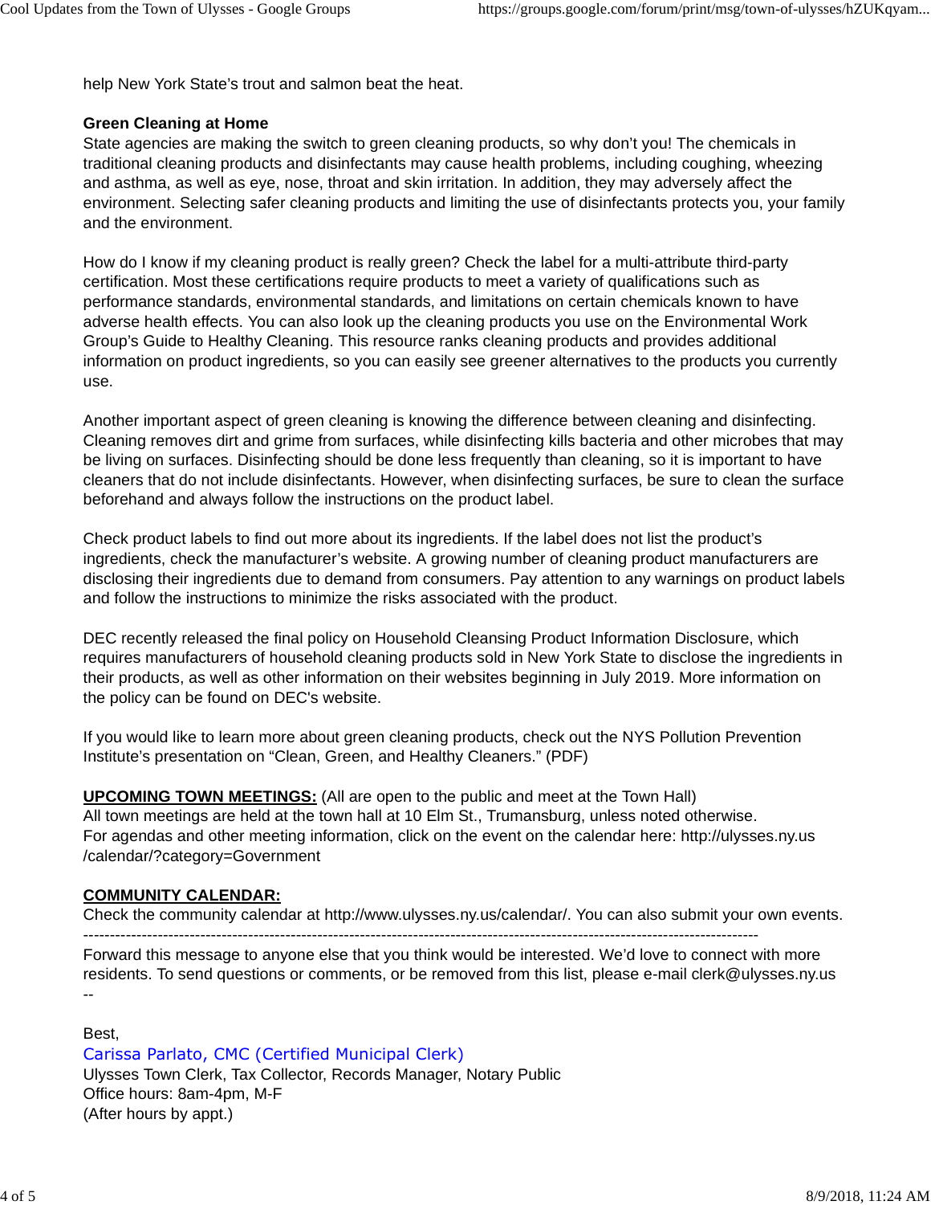help New York State's trout and salmon beat the heat.

**Green Cleaning at Home**
State agencies are making the switch to green cleaning products, so why don't you! The chemicals in traditional cleaning products and disinfectants may cause health problems, including coughing, wheezing and asthma, as well as eye, nose, throat and skin irritation. In addition, they may adversely affect the environment. Selecting safer cleaning products and limiting the use of disinfectants protects you, your family and the environment.

How do I know if my cleaning product is really green? Check the label for a multi-attribute third-party certification. Most these certifications require products to meet a variety of qualifications such as performance standards, environmental standards, and limitations on certain chemicals known to have adverse health effects. You can also look up the cleaning products you use on the Environmental Work Group's Guide to Healthy Cleaning. This resource ranks cleaning products and provides additional information on product ingredients, so you can easily see greener alternatives to the products you currently use.

Another important aspect of green cleaning is knowing the difference between cleaning and disinfecting. Cleaning removes dirt and grime from surfaces, while disinfecting kills bacteria and other microbes that may be living on surfaces. Disinfecting should be done less frequently than cleaning, so it is important to have cleaners that do not include disinfectants. However, when disinfecting surfaces, be sure to clean the surface beforehand and always follow the instructions on the product label.

Check product labels to find out more about its ingredients. If the label does not list the product's ingredients, check the manufacturer's website. A growing number of cleaning product manufacturers are disclosing their ingredients due to demand from consumers. Pay attention to any warnings on product labels and follow the instructions to minimize the risks associated with the product.

DEC recently released the final policy on Household Cleansing Product Information Disclosure, which requires manufacturers of household cleaning products sold in New York State to disclose the ingredients in their products, as well as other information on their websites beginning in July 2019. More information on the policy can be found on DEC's website.

If you would like to learn more about green cleaning products, check out the NYS Pollution Prevention Institute's presentation on "Clean, Green, and Healthy Cleaners." (PDF)

**UPCOMING TOWN MEETINGS:** (All are open to the public and meet at the Town Hall)
All town meetings are held at the town hall at 10 Elm St., Trumansburg, unless noted otherwise.
For agendas and other meeting information, click on the event on the calendar here: http://ulysses.ny.us/calendar/?category=Government

**COMMUNITY CALENDAR:**
Check the community calendar at http://www.ulysses.ny.us/calendar/. You can also submit your own events.

---

Forward this message to anyone else that you think would be interested. We'd love to connect with more residents. To send questions or comments, or be removed from this list, please e-mail clerk@ulysses.ny.us
--

Best,
Carissa Parlato, CMC (Certified Municipal Clerk)
Ulysses Town Clerk, Tax Collector, Records Manager, Notary Public
Office hours: 8am-4pm, M-F
(After hours by appt.)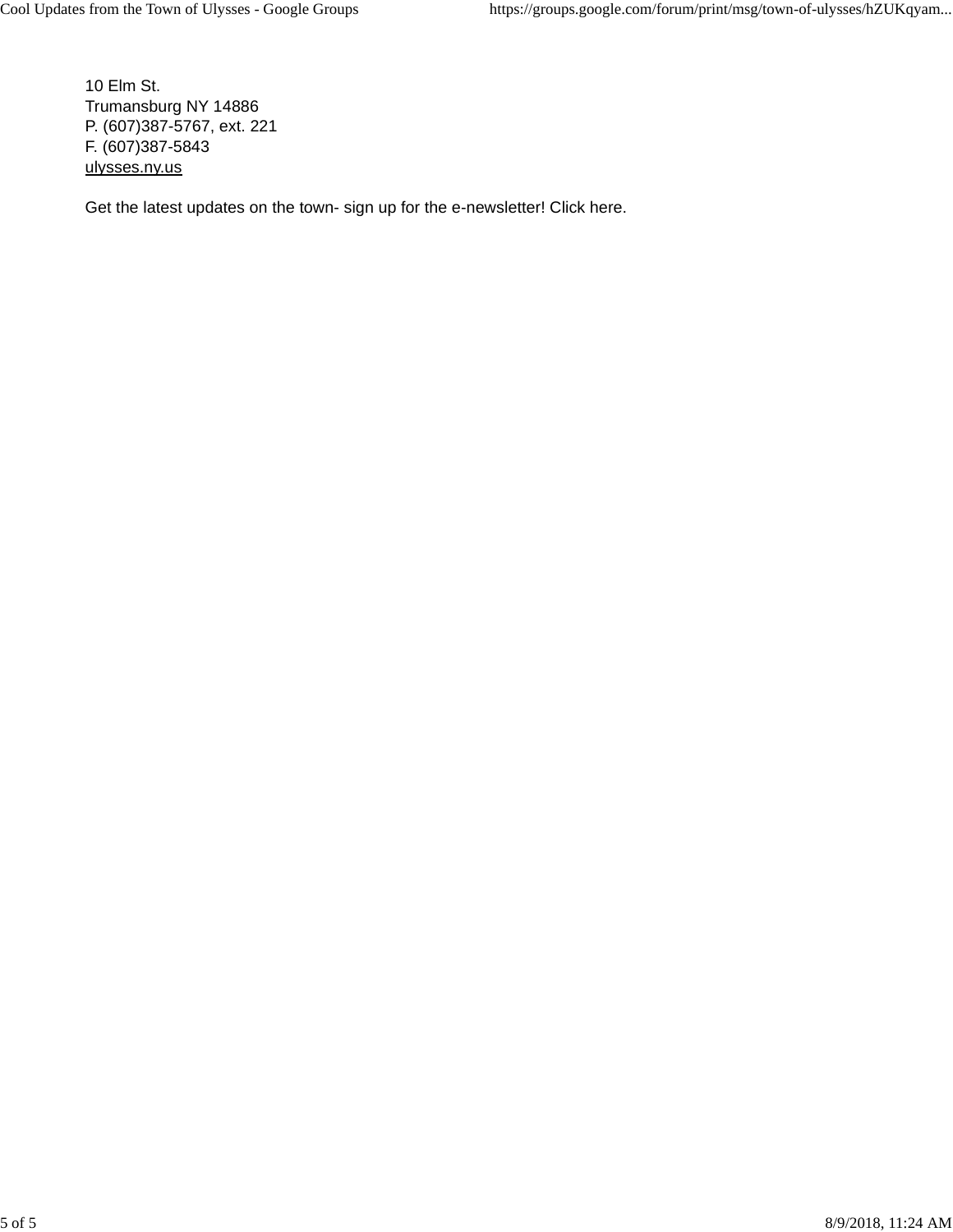10 Elm St.
Trumansburg NY 14886
P. (607)387-5767, ext. 221
F. (607)387-5843
ulysses.ny.us

Get the latest updates on the town- sign up for the e-newsletter! Click here.